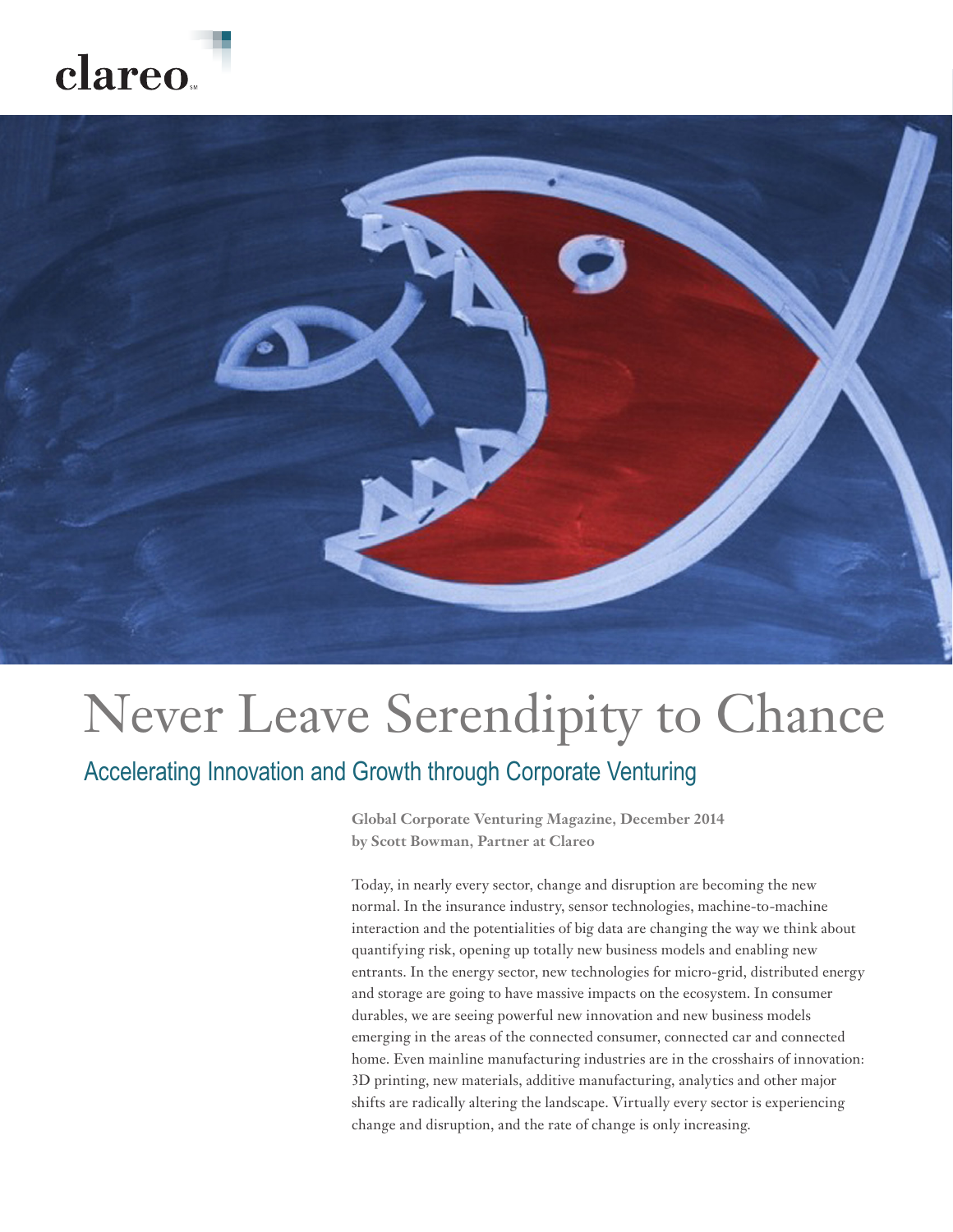clareo

# Never Leave Serendipity to Chance

## Accelerating Innovation and Growth through Corporate Venturing

**Global Corporate Venturing Magazine, December 2014**
**by Scott Bowman, Partner at Clareo**

Today, in nearly every sector, change and disruption are becoming the new normal. In the insurance industry, sensor technologies, machine-to-machine interaction and the potentialities of big data are changing the way we think about quantifying risk, opening up totally new business models and enabling new entrants. In the energy sector, new technologies for micro-grid, distributed energy and storage are going to have massive impacts on the ecosystem. In consumer durables, we are seeing powerful new innovation and new business models emerging in the areas of the connected consumer, connected car and connected home. Even mainline manufacturing industries are in the crosshairs of innovation: 3D printing, new materials, additive manufacturing, analytics and other major shifts are radically altering the landscape. Virtually every sector is experiencing change and disruption, and the rate of change is only increasing.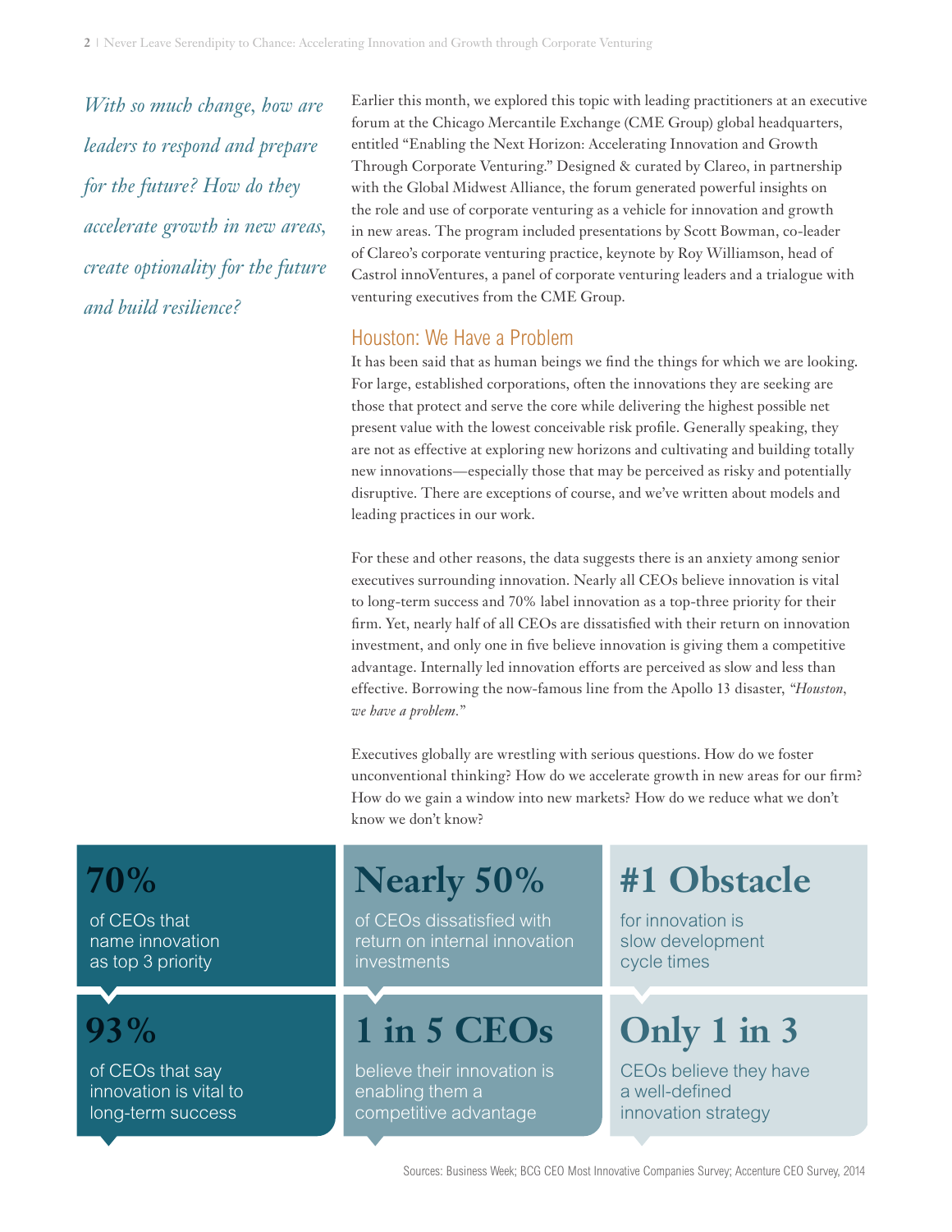*With so much change, how are leaders to respond and prepare for the future? How do they accelerate growth in new areas, create optionality for the future and build resilience?*

Earlier this month, we explored this topic with leading practitioners at an executive forum at the Chicago Mercantile Exchange (CME Group) global headquarters, entitled "Enabling the Next Horizon: Accelerating Innovation and Growth Through Corporate Venturing." Designed & curated by Clareo, in partnership with the Global Midwest Alliance, the forum generated powerful insights on the role and use of corporate venturing as a vehicle for innovation and growth in new areas. The program included presentations by Scott Bowman, co-leader of Clareo's corporate venturing practice, keynote by Roy Williamson, head of Castrol innoVentures, a panel of corporate venturing leaders and a trialogue with venturing executives from the CME Group.

## Houston: We Have a Problem

It has been said that as human beings we find the things for which we are looking. For large, established corporations, often the innovations they are seeking are those that protect and serve the core while delivering the highest possible net present value with the lowest conceivable risk profile. Generally speaking, they are not as effective at exploring new horizons and cultivating and building totally new innovations—especially those that may be perceived as risky and potentially disruptive. There are exceptions of course, and we've written about models and leading practices in our work.

For these and other reasons, the data suggests there is an anxiety among senior executives surrounding innovation. Nearly all CEOs believe innovation is vital to long-term success and 70% label innovation as a top-three priority for their firm. Yet, nearly half of all CEOs are dissatisfied with their return on innovation investment, and only one in five believe innovation is giving them a competitive advantage. Internally led innovation efforts are perceived as slow and less than effective. Borrowing the now-famous line from the Apollo 13 disaster, "*Houston, we have a problem.*"

Executives globally are wrestling with serious questions. How do we foster unconventional thinking? How do we accelerate growth in new areas for our firm? How do we gain a window into new markets? How do we reduce what we don't know we don't know?

**70%**
of CEOs that name innovation as top 3 priority

**93%**
of CEOs that say innovation is vital to long-term success

**Nearly 50%**
of CEOs dissatisfied with return on internal innovation investments

**1 in 5 CEOs**
believe their innovation is enabling them a competitive advantage

**#1 Obstacle**
for innovation is slow development cycle times

**Only 1 in 3**
CEOs believe they have a well-defined innovation strategy

Sources: Business Week; BCG CEO Most Innovative Companies Survey; Accenture CEO Survey, 2014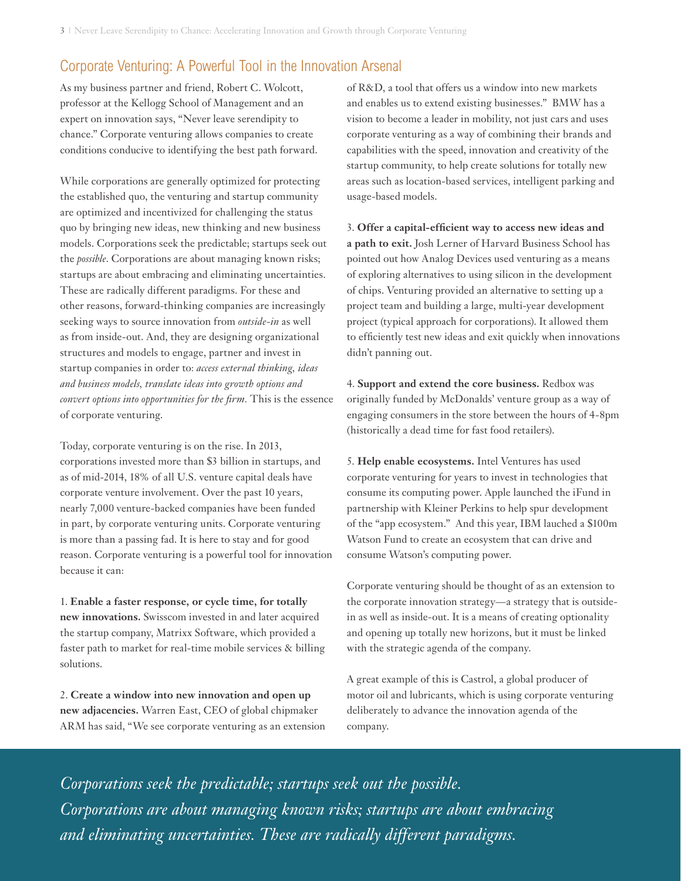## Corporate Venturing: A Powerful Tool in the Innovation Arsenal

As my business partner and friend, Robert C. Wolcott, professor at the Kellogg School of Management and an expert on innovation says, "Never leave serendipity to chance." Corporate venturing allows companies to create conditions conducive to identifying the best path forward.

While corporations are generally optimized for protecting the established quo, the venturing and startup community are optimized and incentivized for challenging the status quo by bringing new ideas, new thinking and new business models. Corporations seek the predictable; startups seek out the *possible*. Corporations are about managing known risks; startups are about embracing and eliminating uncertainties. These are radically different paradigms. For these and other reasons, forward-thinking companies are increasingly seeking ways to source innovation from *outside-in* as well as from inside-out. And, they are designing organizational structures and models to engage, partner and invest in startup companies in order to: *access external thinking, ideas and business models, translate ideas into growth options and convert options into opportunities for the firm.* This is the essence of corporate venturing.

Today, corporate venturing is on the rise. In 2013, corporations invested more than $3 billion in startups, and as of mid-2014, 18% of all U.S. venture capital deals have corporate venture involvement. Over the past 10 years, nearly 7,000 venture-backed companies have been funded in part, by corporate venturing units. Corporate venturing is more than a passing fad. It is here to stay and for good reason. Corporate venturing is a powerful tool for innovation because it can:

1. **Enable a faster response, or cycle time, for totally new innovations.** Swisscom invested in and later acquired the startup company, Matrixx Software, which provided a faster path to market for real-time mobile services & billing solutions.

2. **Create a window into new innovation and open up new adjacencies.** Warren East, CEO of global chipmaker ARM has said, "We see corporate venturing as an extension of R&D, a tool that offers us a window into new markets and enables us to extend existing businesses." BMW has a vision to become a leader in mobility, not just cars and uses corporate venturing as a way of combining their brands and capabilities with the speed, innovation and creativity of the startup community, to help create solutions for totally new areas such as location-based services, intelligent parking and usage-based models.

3. **Offer a capital-efficient way to access new ideas and a path to exit.** Josh Lerner of Harvard Business School has pointed out how Analog Devices used venturing as a means of exploring alternatives to using silicon in the development of chips. Venturing provided an alternative to setting up a project team and building a large, multi-year development project (typical approach for corporations). It allowed them to efficiently test new ideas and exit quickly when innovations didn't panning out.

4. **Support and extend the core business.** Redbox was originally funded by McDonalds' venture group as a way of engaging consumers in the store between the hours of 4-8pm (historically a dead time for fast food retailers).

5. **Help enable ecosystems.** Intel Ventures has used corporate venturing for years to invest in technologies that consume its computing power. Apple launched the iFund in partnership with Kleiner Perkins to help spur development of the "app ecosystem." And this year, IBM lauched a $100m Watson Fund to create an ecosystem that can drive and consume Watson's computing power.

Corporate venturing should be thought of as an extension to the corporate innovation strategy—a strategy that is outside-in as well as inside-out. It is a means of creating optionality and opening up totally new horizons, but it must be linked with the strategic agenda of the company.

A great example of this is Castrol, a global producer of motor oil and lubricants, which is using corporate venturing deliberately to advance the innovation agenda of the company.

*Corporations seek the predictable; startups seek out the possible. Corporations are about managing known risks; startups are about embracing and eliminating uncertainties. These are radically different paradigms.*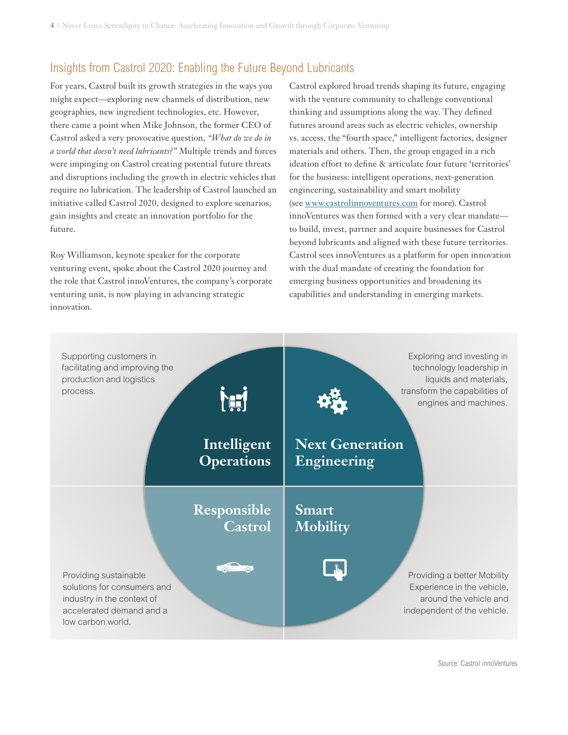## Insights from Castrol 2020: Enabling the Future Beyond Lubricants

For years, Castrol built its growth strategies in the ways you might expect—exploring new channels of distribution, new geographies, new ingredient technologies, etc. However, there came a point when Mike Johnson, the former CEO of Castrol asked a very provocative question, *"What do we do in a world that doesn't need lubricants?"* Multiple trends and forces were impinging on Castrol creating potential future threats and disruptions including the growth in electric vehicles that require no lubrication. The leadership of Castrol launched an initiative called Castrol 2020, designed to explore scenarios, gain insights and create an innovation portfolio for the future.

Roy Williamson, keynote speaker for the corporate venturing event, spoke about the Castrol 2020 journey and the role that Castrol innoVentures, the company's corporate venturing unit, is now playing in advancing strategic innovation.

Castrol explored broad trends shaping its future, engaging with the venture community to challenge conventional thinking and assumptions along the way. They defined futures around areas such as electric vehicles, ownership vs. access, the "fourth space," intelligent factories, designer materials and others. Then, the group engaged in a rich ideation effort to define & articulate four future 'territories' for the business: intelligent operations, next-generation engineering, sustainability and smart mobility (see www.castrolinnoventures.com for more). Castrol innoVentures was then formed with a very clear mandate—to build, invest, partner and acquire businesses for Castrol beyond lubricants and aligned with these future territories. Castrol sees innoVentures as a platform for open innovation with the dual mandate of creating the foundation for emerging business opportunities and broadening its capabilities and understanding in emerging markets.

**Intelligent Operations**

Supporting customers in facilitating and improving the production and logistics process.

**Next Generation Engineering**

Exploring and investing in technology leadership in liquids and materials, transform the capabilities of engines and machines.

**Responsible Castrol**

Providing sustainable solutions for consumers and industry in the context of accelerated demand and a low carbon world.

**Smart Mobility**

Providing a better Mobility Experience in the vehicle, around the vehicle and independent of the vehicle.

Source: Castrol innoVentures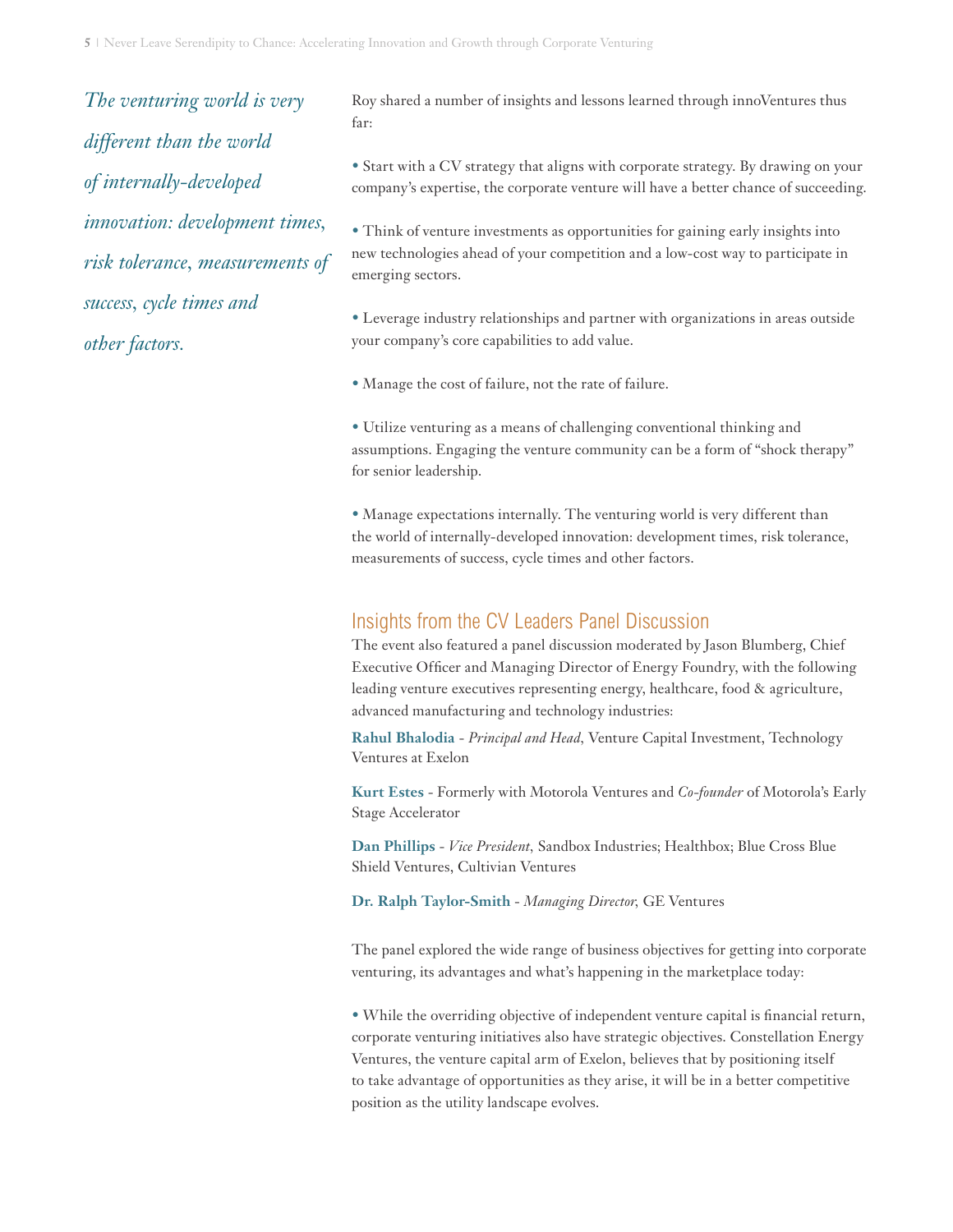*The venturing world is very different than the world of internally-developed innovation: development times, risk tolerance, measurements of success, cycle times and other factors.*

Roy shared a number of insights and lessons learned through innoVentures thus far:

- Start with a CV strategy that aligns with corporate strategy. By drawing on your company's expertise, the corporate venture will have a better chance of succeeding.

- Think of venture investments as opportunities for gaining early insights into new technologies ahead of your competition and a low-cost way to participate in emerging sectors.

- Leverage industry relationships and partner with organizations in areas outside your company's core capabilities to add value.

- Manage the cost of failure, not the rate of failure.

- Utilize venturing as a means of challenging conventional thinking and assumptions. Engaging the venture community can be a form of "shock therapy" for senior leadership.

- Manage expectations internally. The venturing world is very different than the world of internally-developed innovation: development times, risk tolerance, measurements of success, cycle times and other factors.

## Insights from the CV Leaders Panel Discussion

The event also featured a panel discussion moderated by Jason Blumberg, Chief Executive Officer and Managing Director of Energy Foundry, with the following leading venture executives representing energy, healthcare, food & agriculture, advanced manufacturing and technology industries:

**Rahul Bhalodia** - *Principal and Head*, Venture Capital Investment, Technology Ventures at Exelon

**Kurt Estes** - Formerly with Motorola Ventures and *Co-founder* of Motorola's Early Stage Accelerator

**Dan Phillips** - *Vice President*, Sandbox Industries; Healthbox; Blue Cross Blue Shield Ventures, Cultivian Ventures

**Dr. Ralph Taylor-Smith** - *Managing Director*, GE Ventures

The panel explored the wide range of business objectives for getting into corporate venturing, its advantages and what's happening in the marketplace today:

- While the overriding objective of independent venture capital is financial return, corporate venturing initiatives also have strategic objectives. Constellation Energy Ventures, the venture capital arm of Exelon, believes that by positioning itself to take advantage of opportunities as they arise, it will be in a better competitive position as the utility landscape evolves.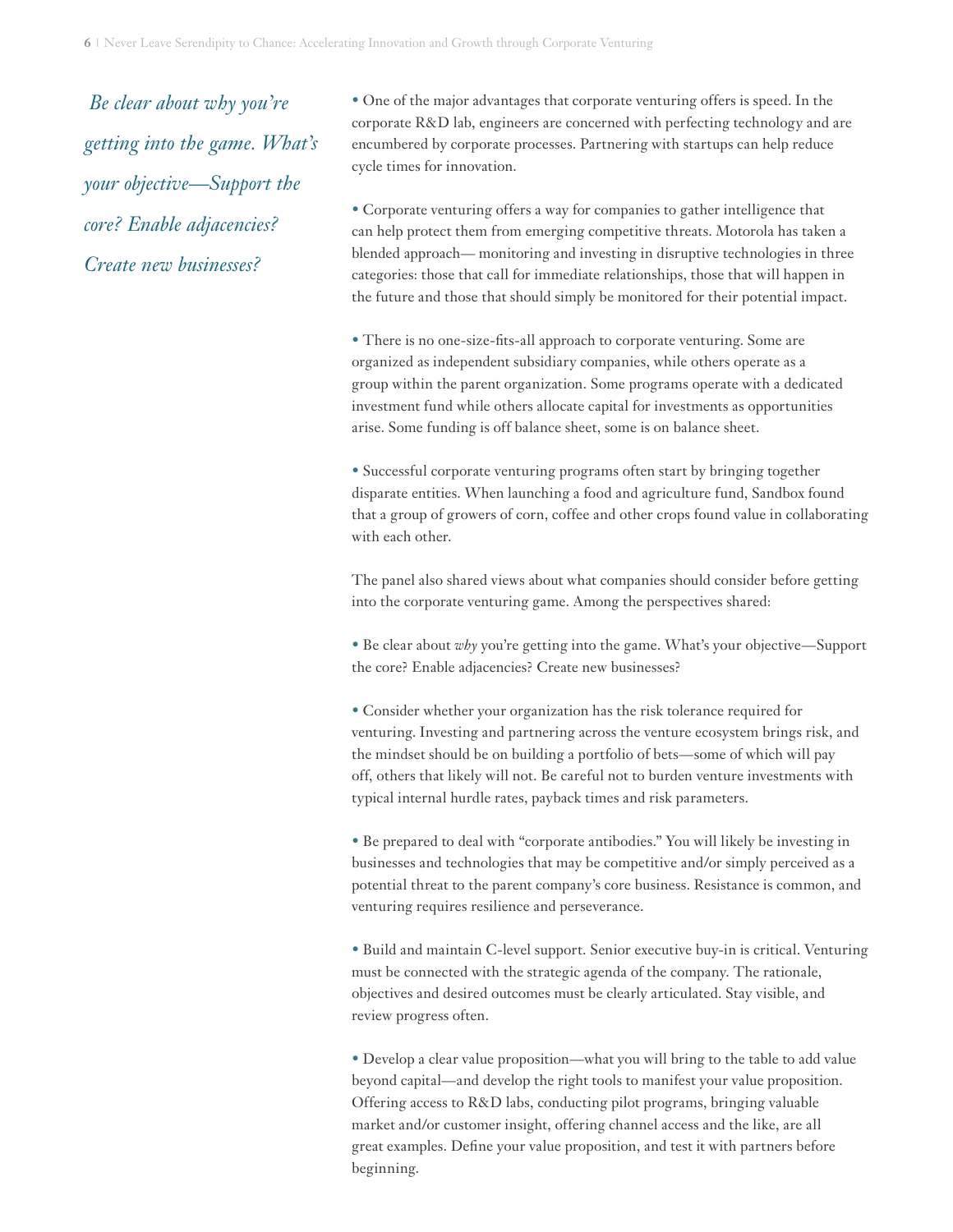*Be clear about why you're getting into the game. What's your objective—Support the core? Enable adjacencies? Create new businesses?*

• One of the major advantages that corporate venturing offers is speed. In the corporate R&D lab, engineers are concerned with perfecting technology and are encumbered by corporate processes. Partnering with startups can help reduce cycle times for innovation.

• Corporate venturing offers a way for companies to gather intelligence that can help protect them from emerging competitive threats. Motorola has taken a blended approach— monitoring and investing in disruptive technologies in three categories: those that call for immediate relationships, those that will happen in the future and those that should simply be monitored for their potential impact.

• There is no one-size-fits-all approach to corporate venturing. Some are organized as independent subsidiary companies, while others operate as a group within the parent organization. Some programs operate with a dedicated investment fund while others allocate capital for investments as opportunities arise. Some funding is off balance sheet, some is on balance sheet.

• Successful corporate venturing programs often start by bringing together disparate entities. When launching a food and agriculture fund, Sandbox found that a group of growers of corn, coffee and other crops found value in collaborating with each other.

The panel also shared views about what companies should consider before getting into the corporate venturing game. Among the perspectives shared:

• Be clear about *why* you're getting into the game. What's your objective—Support the core? Enable adjacencies? Create new businesses?

• Consider whether your organization has the risk tolerance required for venturing. Investing and partnering across the venture ecosystem brings risk, and the mindset should be on building a portfolio of bets—some of which will pay off, others that likely will not. Be careful not to burden venture investments with typical internal hurdle rates, payback times and risk parameters.

• Be prepared to deal with "corporate antibodies." You will likely be investing in businesses and technologies that may be competitive and/or simply perceived as a potential threat to the parent company's core business. Resistance is common, and venturing requires resilience and perseverance.

• Build and maintain C-level support. Senior executive buy-in is critical. Venturing must be connected with the strategic agenda of the company. The rationale, objectives and desired outcomes must be clearly articulated. Stay visible, and review progress often.

• Develop a clear value proposition—what you will bring to the table to add value beyond capital—and develop the right tools to manifest your value proposition. Offering access to R&D labs, conducting pilot programs, bringing valuable market and/or customer insight, offering channel access and the like, are all great examples. Define your value proposition, and test it with partners before beginning.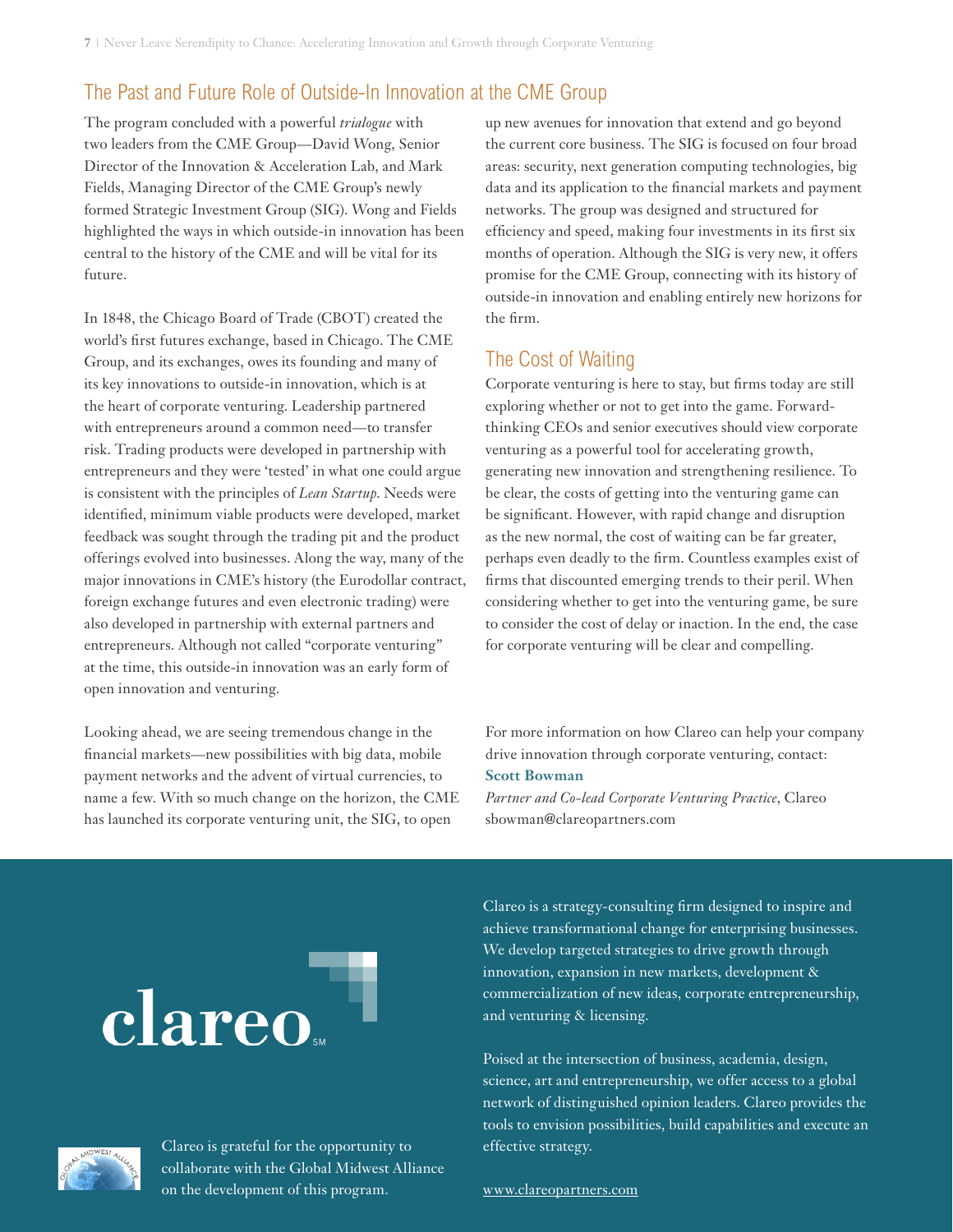## The Past and Future Role of Outside-In Innovation at the CME Group

The program concluded with a powerful *trialogue* with two leaders from the CME Group—David Wong, Senior Director of the Innovation & Acceleration Lab, and Mark Fields, Managing Director of the CME Group's newly formed Strategic Investment Group (SIG). Wong and Fields highlighted the ways in which outside-in innovation has been central to the history of the CME and will be vital for its future.

In 1848, the Chicago Board of Trade (CBOT) created the world's first futures exchange, based in Chicago. The CME Group, and its exchanges, owes its founding and many of its key innovations to outside-in innovation, which is at the heart of corporate venturing. Leadership partnered with entrepreneurs around a common need—to transfer risk. Trading products were developed in partnership with entrepreneurs and they were 'tested' in what one could argue is consistent with the principles of *Lean Startup*. Needs were identified, minimum viable products were developed, market feedback was sought through the trading pit and the product offerings evolved into businesses. Along the way, many of the major innovations in CME's history (the Eurodollar contract, foreign exchange futures and even electronic trading) were also developed in partnership with external partners and entrepreneurs. Although not called "corporate venturing" at the time, this outside-in innovation was an early form of open innovation and venturing.

Looking ahead, we are seeing tremendous change in the financial markets—new possibilities with big data, mobile payment networks and the advent of virtual currencies, to name a few. With so much change on the horizon, the CME has launched its corporate venturing unit, the SIG, to open up new avenues for innovation that extend and go beyond the current core business. The SIG is focused on four broad areas: security, next generation computing technologies, big data and its application to the financial markets and payment networks. The group was designed and structured for efficiency and speed, making four investments in its first six months of operation. Although the SIG is very new, it offers promise for the CME Group, connecting with its history of outside-in innovation and enabling entirely new horizons for the firm.

## The Cost of Waiting

Corporate venturing is here to stay, but firms today are still exploring whether or not to get into the game. Forward-thinking CEOs and senior executives should view corporate venturing as a powerful tool for accelerating growth, generating new innovation and strengthening resilience. To be clear, the costs of getting into the venturing game can be significant. However, with rapid change and disruption as the new normal, the cost of waiting can be far greater, perhaps even deadly to the firm. Countless examples exist of firms that discounted emerging trends to their peril. When considering whether to get into the venturing game, be sure to consider the cost of delay or inaction. In the end, the case for corporate venturing will be clear and compelling.

For more information on how Clareo can help your company drive innovation through corporate venturing, contact:
**Scott Bowman**
*Partner and Co-lead Corporate Venturing Practice*, Clareo
sbowman@clareopartners.com

clareo℠

Clareo is grateful for the opportunity to collaborate with the Global Midwest Alliance on the development of this program.

Clareo is a strategy-consulting firm designed to inspire and achieve transformational change for enterprising businesses. We develop targeted strategies to drive growth through innovation, expansion in new markets, development & commercialization of new ideas, corporate entrepreneurship, and venturing & licensing.

Poised at the intersection of business, academia, design, science, art and entrepreneurship, we offer access to a global network of distinguished opinion leaders. Clareo provides the tools to envision possibilities, build capabilities and execute an effective strategy.

www.clareopartners.com